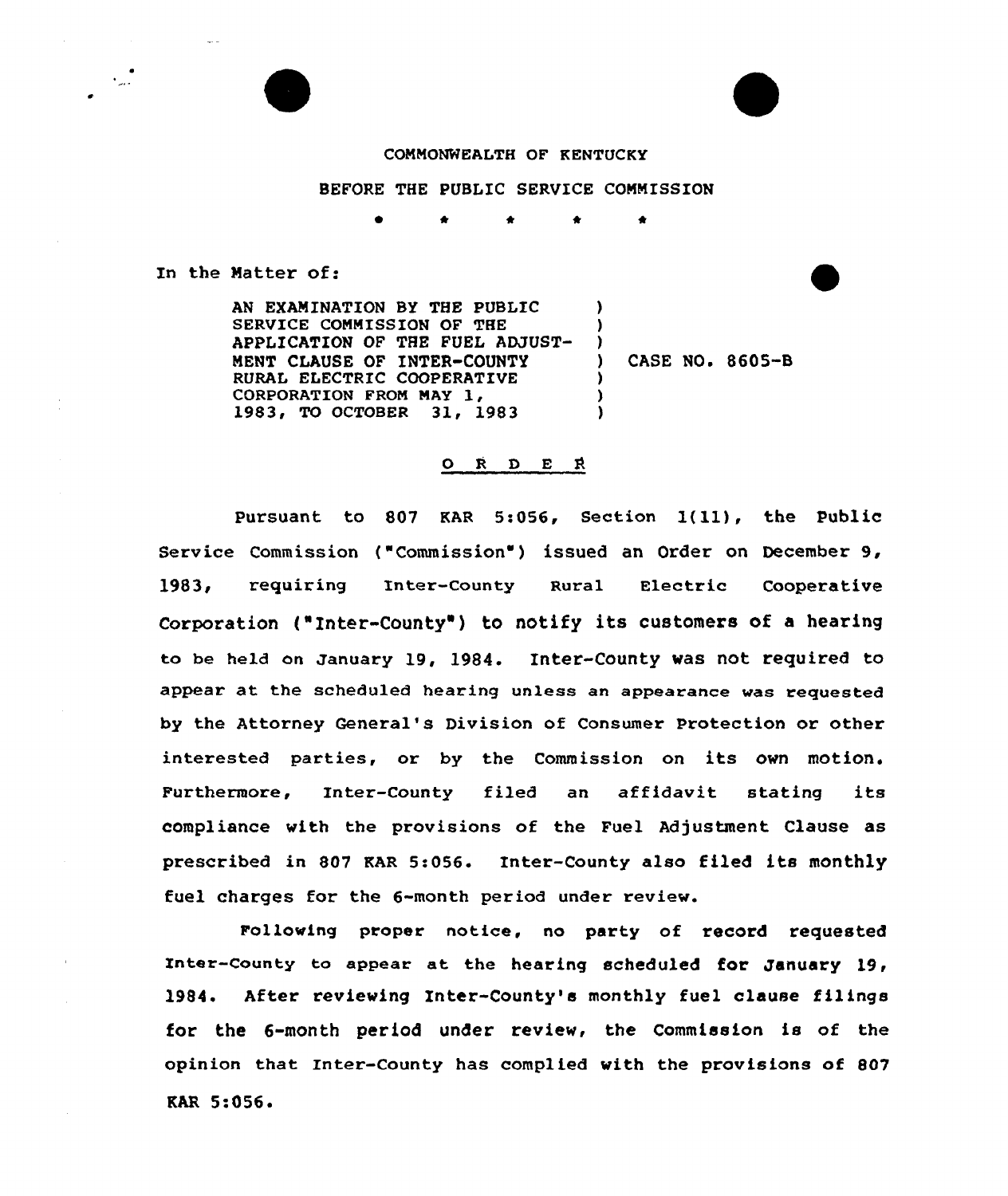COMMONWEALTH OF KENTUCKY

BEFORE THE PUBLIC SERVICE COMMISSION

\* \* \* \* \*

In the Matter of:

AN EXAMINATION BY THE PUBLIC SERVICE COMMISSION OF THE APPLICATION OF THE FUEL ADJUSTMENT CLAUSE OF INTER-COUNTY RURAL ELECTRIC COOPERATIVE CORPORATION FROM MAY 1, 1983, TO OCTOBER 31, 1983 ) CASE NO. 8605-B

## O R D E R

Pursuant to 807 KAR 5:056, Section 1(11), the Public Service Commission ("Commission") issued an Order on December 9, 1983, requiring Inter-County Rural Electric Cooperative Corporation ("Inter-County") to notify its customers of a hearing to be held on January 19, 1984. Inter-County was not required to appear at the scheduled hearing unless an appearance was requested by the Attorney General's Division of Consumer Protection or other interested parties, or by the Commission on its own motion. Furthermore, Inter-County filed an affidavit stating its compliance with the provisions of the Fuel Adjustment Clause as prescribed in 807 KAR 5:056. Inter-County also filed its monthly fuel charges for the 6-month period under review.

Following proper notice, no party of record requested Inter-County to appear at the hearing scheduled for January 19, 1984. After reviewing Inter-County's monthly fuel clause filings for the 6-month period under review, the Commission is of the opinion that Inter-County has complied with the provisions of 807 KAR 5:056.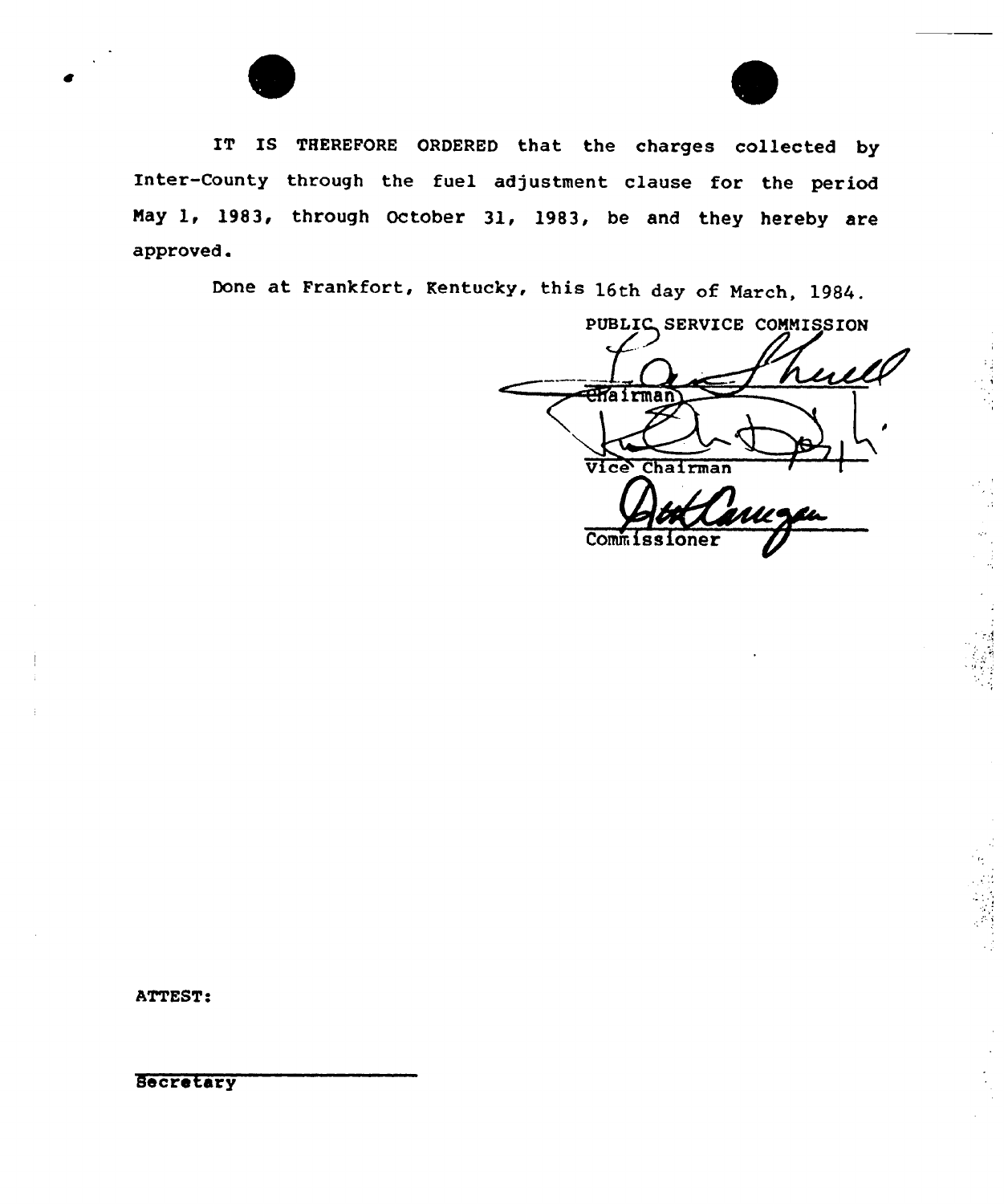IT IS THEREFORE ORDERED that the charges collected by Inter-County through the fuel adjustment clause for the period May 1, 1983, through October 31, 1983, be and they hereby are approved.

Done at Frankfort, Kentucky, this 16th day of March, 1984.

PUBLIC SERVICE COMMISSION

Chairman

Vice Chairman

Commissioner

ATTEST:

Secretary